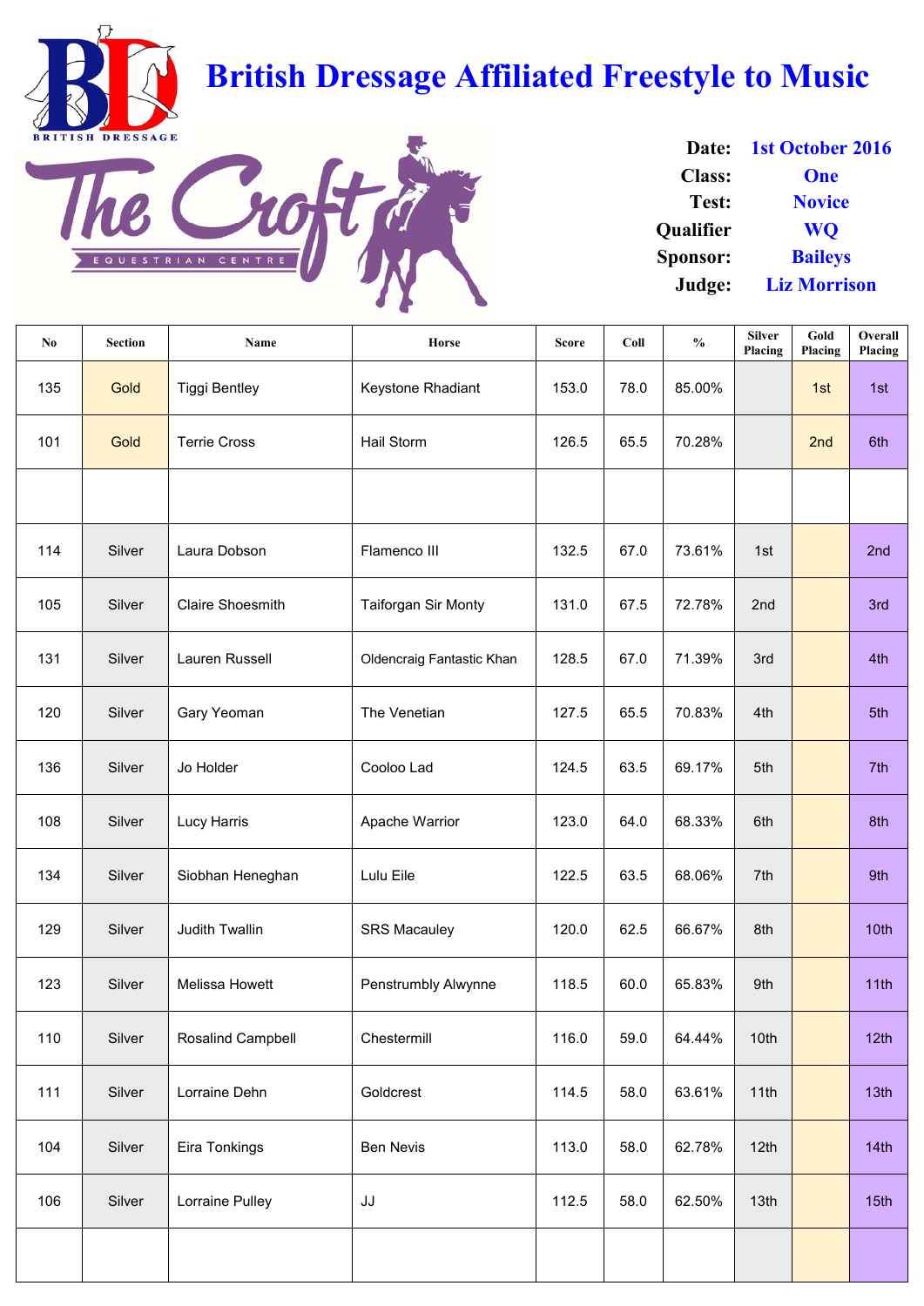# British Dressage Affiliated Freestyle to Music

BRITISH DRESSAGE

The Croft EQUESTRIAN CENTRE

**Date:** 1st October 2016
**Class:** One
**Test:** Novice
**Qualifier** WQ
**Sponsor:** Baileys
**Judge:** Liz Morrison

| No | Section | Name | Horse | Score | Coll | % | Silver Placing | Gold Placing | Overall Placing |
|---|---|---|---|---|---|---|---|---|---|
| 135 | Gold | Tiggi Bentley | Keystone Rhadiant | 153.0 | 78.0 | 85.00% | | 1st | 1st |
| 101 | Gold | Terrie Cross | Hail Storm | 126.5 | 65.5 | 70.28% | | 2nd | 6th |
| | | | | | | | | | |
| 114 | Silver | Laura Dobson | Flamenco III | 132.5 | 67.0 | 73.61% | 1st | | 2nd |
| 105 | Silver | Claire Shoesmith | Taiforgan Sir Monty | 131.0 | 67.5 | 72.78% | 2nd | | 3rd |
| 131 | Silver | Lauren Russell | Oldencraig Fantastic Khan | 128.5 | 67.0 | 71.39% | 3rd | | 4th |
| 120 | Silver | Gary Yeoman | The Venetian | 127.5 | 65.5 | 70.83% | 4th | | 5th |
| 136 | Silver | Jo Holder | Cooloo Lad | 124.5 | 63.5 | 69.17% | 5th | | 7th |
| 108 | Silver | Lucy Harris | Apache Warrior | 123.0 | 64.0 | 68.33% | 6th | | 8th |
| 134 | Silver | Siobhan Heneghan | Lulu Eile | 122.5 | 63.5 | 68.06% | 7th | | 9th |
| 129 | Silver | Judith Twallin | SRS Macauley | 120.0 | 62.5 | 66.67% | 8th | | 10th |
| 123 | Silver | Melissa Howett | Penstrumbly Alwynne | 118.5 | 60.0 | 65.83% | 9th | | 11th |
| 110 | Silver | Rosalind Campbell | Chestermill | 116.0 | 59.0 | 64.44% | 10th | | 12th |
| 111 | Silver | Lorraine Dehn | Goldcrest | 114.5 | 58.0 | 63.61% | 11th | | 13th |
| 104 | Silver | Eira Tonkings | Ben Nevis | 113.0 | 58.0 | 62.78% | 12th | | 14th |
| 106 | Silver | Lorraine Pulley | JJ | 112.5 | 58.0 | 62.50% | 13th | | 15th |
| | | | | | | | | | |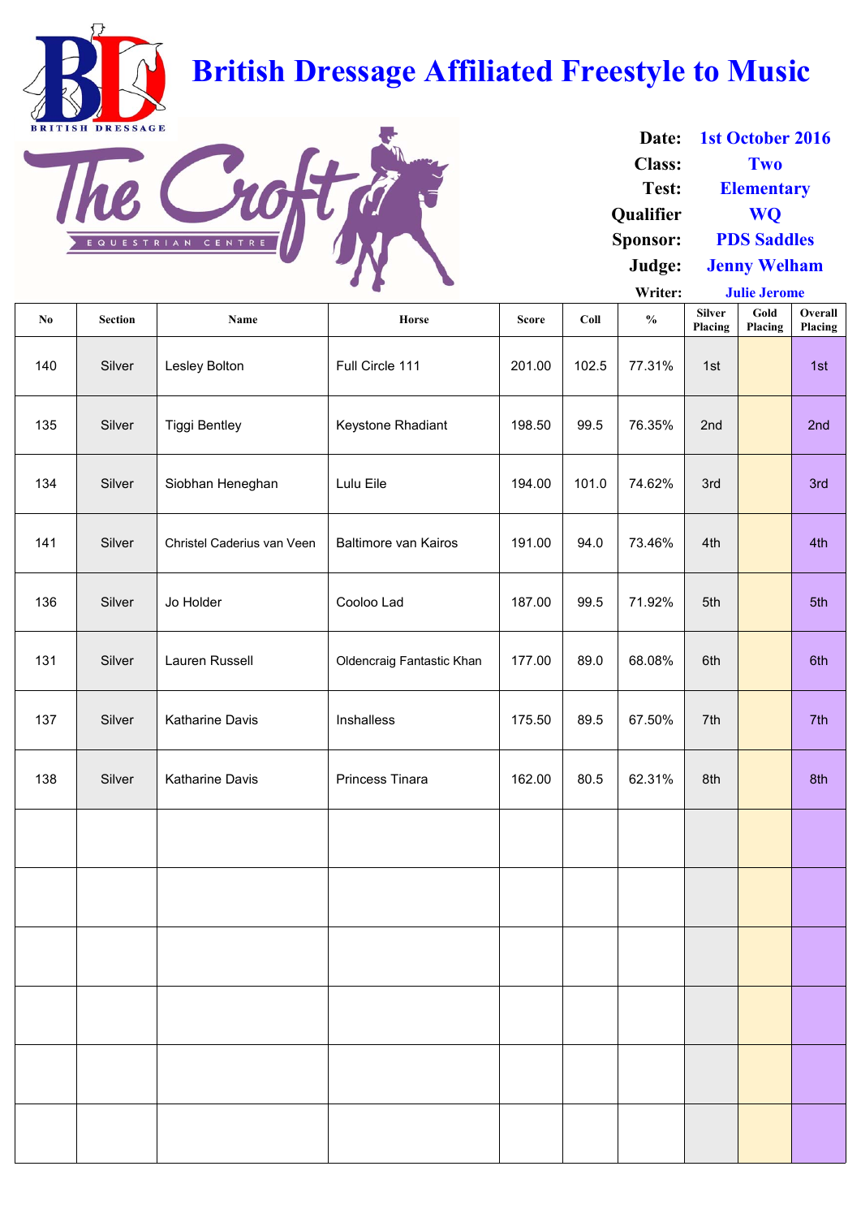# British Dressage Affiliated Freestyle to Music

**Date:** 1st October 2016
**Class:** Two
**Test:** Elementary
**Qualifier** WQ
**Sponsor:** PDS Saddles
**Judge:** Jenny Welham
**Writer:** Julie Jerome

| No | Section | Name | Horse | Score | Coll | % | Silver Placing | Gold Placing | Overall Placing |
|---|---|---|---|---|---|---|---|---|---|
| 140 | Silver | Lesley Bolton | Full Circle 111 | 201.00 | 102.5 | 77.31% | 1st | | 1st |
| 135 | Silver | Tiggi Bentley | Keystone Rhadiant | 198.50 | 99.5 | 76.35% | 2nd | | 2nd |
| 134 | Silver | Siobhan Heneghan | Lulu Eile | 194.00 | 101.0 | 74.62% | 3rd | | 3rd |
| 141 | Silver | Christel Caderius van Veen | Baltimore van Kairos | 191.00 | 94.0 | 73.46% | 4th | | 4th |
| 136 | Silver | Jo Holder | Cooloo Lad | 187.00 | 99.5 | 71.92% | 5th | | 5th |
| 131 | Silver | Lauren Russell | Oldencraig Fantastic Khan | 177.00 | 89.0 | 68.08% | 6th | | 6th |
| 137 | Silver | Katharine Davis | Inshalless | 175.50 | 89.5 | 67.50% | 7th | | 7th |
| 138 | Silver | Katharine Davis | Princess Tinara | 162.00 | 80.5 | 62.31% | 8th | | 8th |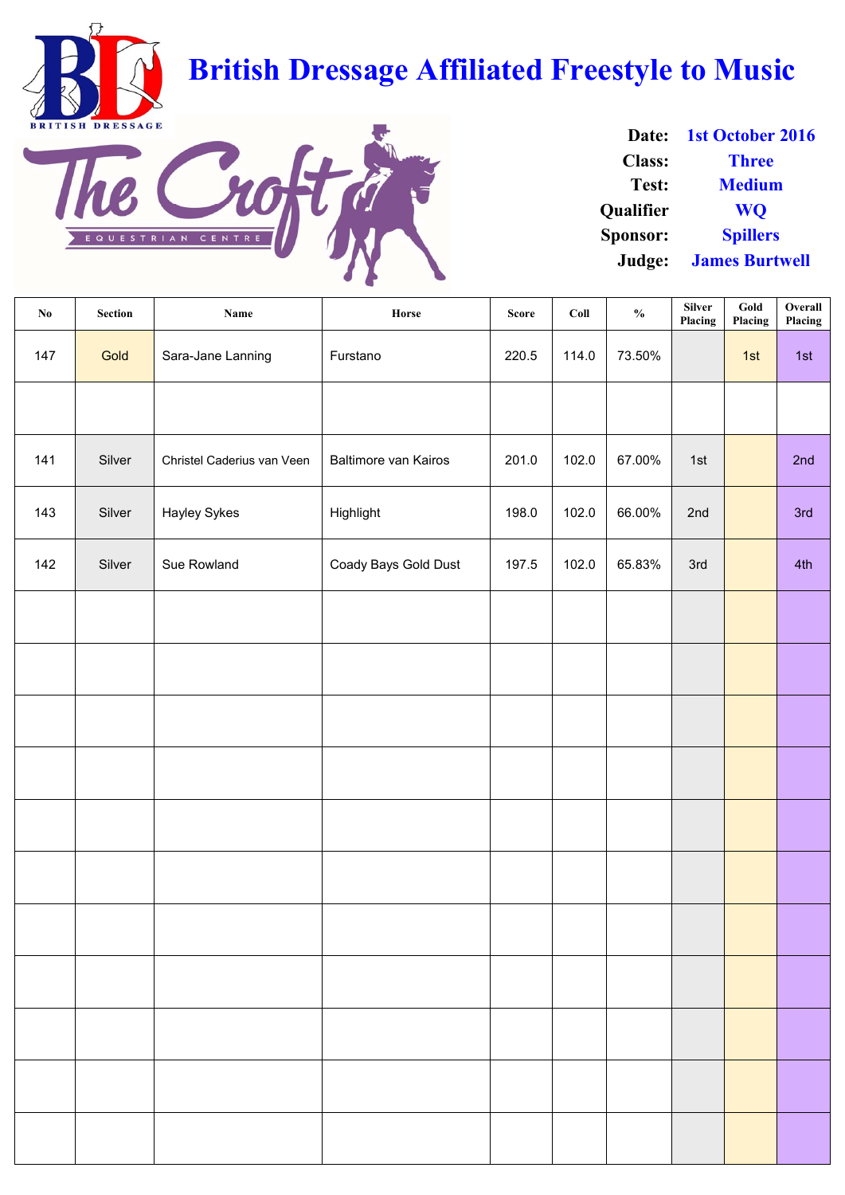# British Dressage Affiliated Freestyle to Music

**Date:** 1st October 2016
**Class:** Three
**Test:** Medium
**Qualifier** WQ
**Sponsor:** Spillers
**Judge:** James Burtwell

| No | Section | Name | Horse | Score | Coll | % | Silver Placing | Gold Placing | Overall Placing |
|---|---|---|---|---|---|---|---|---|---|
| 147 | Gold | Sara-Jane Lanning | Furstano | 220.5 | 114.0 | 73.50% | | 1st | 1st |
| | | | | | | | | | |
| 141 | Silver | Christel Caderius van Veen | Baltimore van Kairos | 201.0 | 102.0 | 67.00% | 1st | | 2nd |
| 143 | Silver | Hayley Sykes | Highlight | 198.0 | 102.0 | 66.00% | 2nd | | 3rd |
| 142 | Silver | Sue Rowland | Coady Bays Gold Dust | 197.5 | 102.0 | 65.83% | 3rd | | 4th |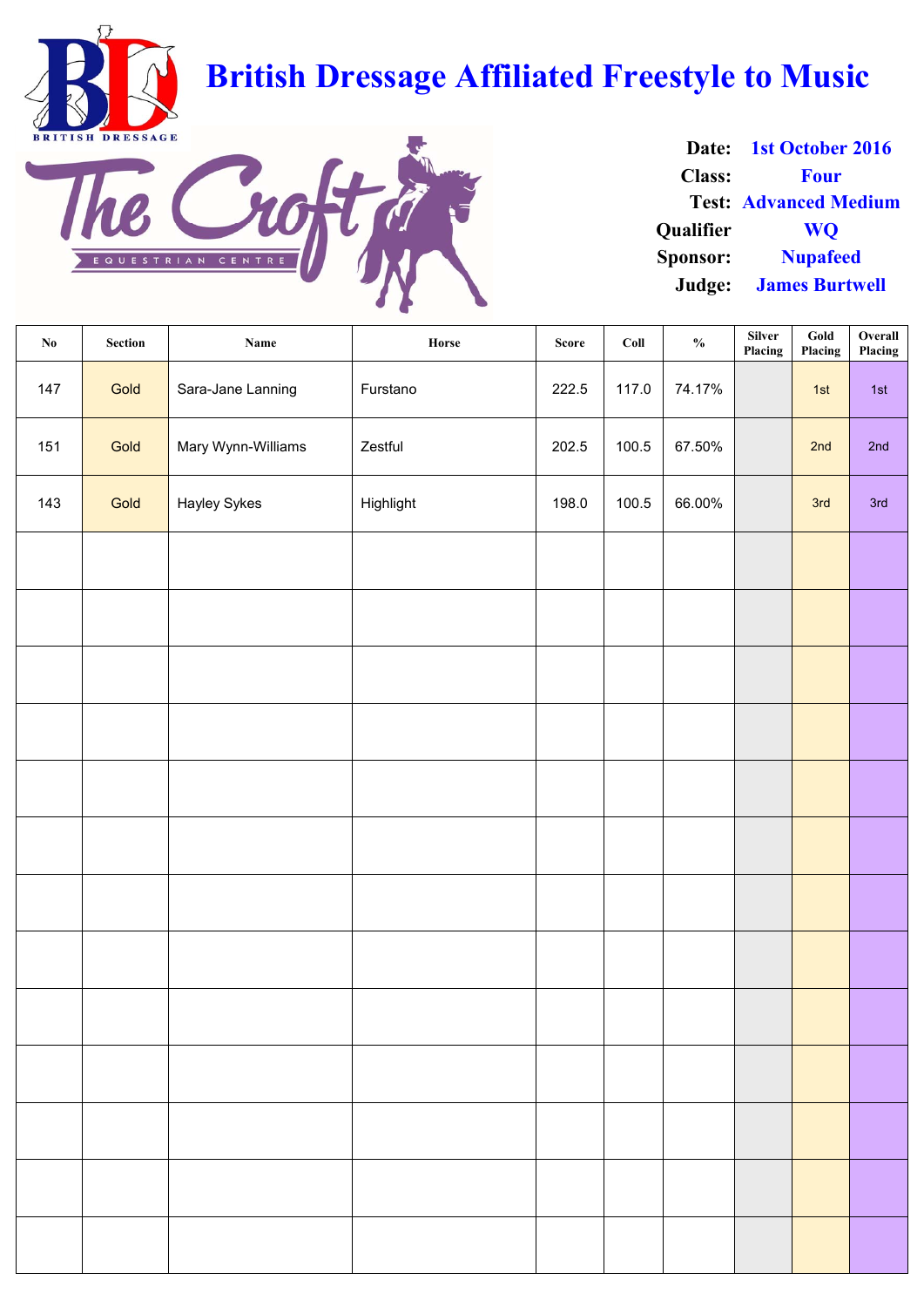# British Dressage Affiliated Freestyle to Music

**Date:** 1st October 2016
**Class:** Four
**Test:** Advanced Medium
**Qualifier** WQ
**Sponsor:** Nupafeed
**Judge:** James Burtwell

| No | Section | Name | Horse | Score | Coll | % | Silver Placing | Gold Placing | Overall Placing |
|---|---|---|---|---|---|---|---|---|---|
| 147 | Gold | Sara-Jane Lanning | Furstano | 222.5 | 117.0 | 74.17% | | 1st | 1st |
| 151 | Gold | Mary Wynn-Williams | Zestful | 202.5 | 100.5 | 67.50% | | 2nd | 2nd |
| 143 | Gold | Hayley Sykes | Highlight | 198.0 | 100.5 | 66.00% | | 3rd | 3rd |